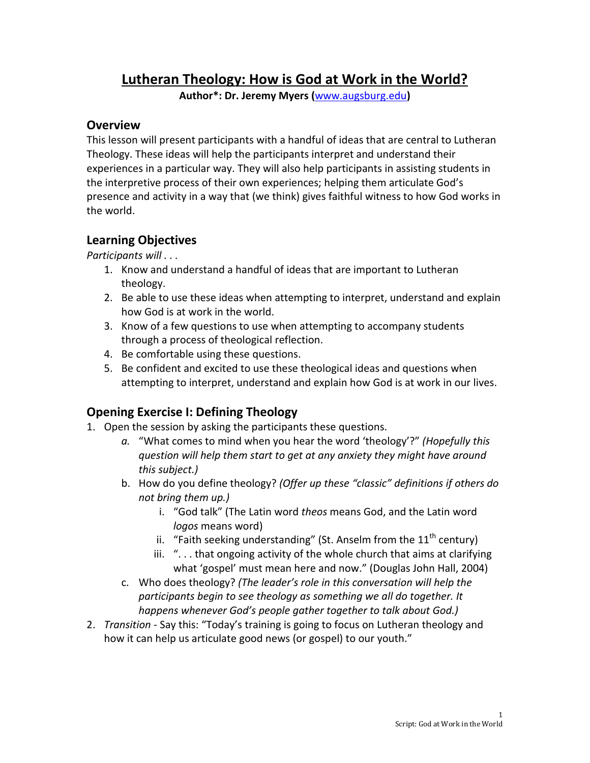# Lutheran Theology: How is God at Work in the World?

**Author*: Dr. Jeremy Myers (www.augsburg.edu)**

## Overview

This lesson will present participants with a handful of ideas that are central to Lutheran Theology. These ideas will help the participants interpret and understand their experiences in a particular way. They will also help participants in assisting students in the interpretive process of their own experiences; helping them articulate God's presence and activity in a way that (we think) gives faithful witness to how God works in the world.

## Learning Objectives

*Participants will . . .*

1. Know and understand a handful of ideas that are important to Lutheran theology.
2. Be able to use these ideas when attempting to interpret, understand and explain how God is at work in the world.
3. Know of a few questions to use when attempting to accompany students through a process of theological reflection.
4. Be comfortable using these questions.
5. Be confident and excited to use these theological ideas and questions when attempting to interpret, understand and explain how God is at work in our lives.

## Opening Exercise I: Defining Theology

1. Open the session by asking the participants these questions.
   a. "What comes to mind when you hear the word 'theology'?" *(Hopefully this question will help them start to get at any anxiety they might have around this subject.)*
   b. How do you define theology? *(Offer up these "classic" definitions if others do not bring them up.)*
      i. "God talk" (The Latin word *theos* means God, and the Latin word *logos* means word)
      ii. "Faith seeking understanding" (St. Anselm from the 11th century)
      iii. ". . . that ongoing activity of the whole church that aims at clarifying what 'gospel' must mean here and now." (Douglas John Hall, 2004)
   c. Who does theology? *(The leader's role in this conversation will help the participants begin to see theology as something we all do together. It happens whenever God's people gather together to talk about God.)*
2. *Transition* - Say this: "Today's training is going to focus on Lutheran theology and how it can help us articulate good news (or gospel) to our youth."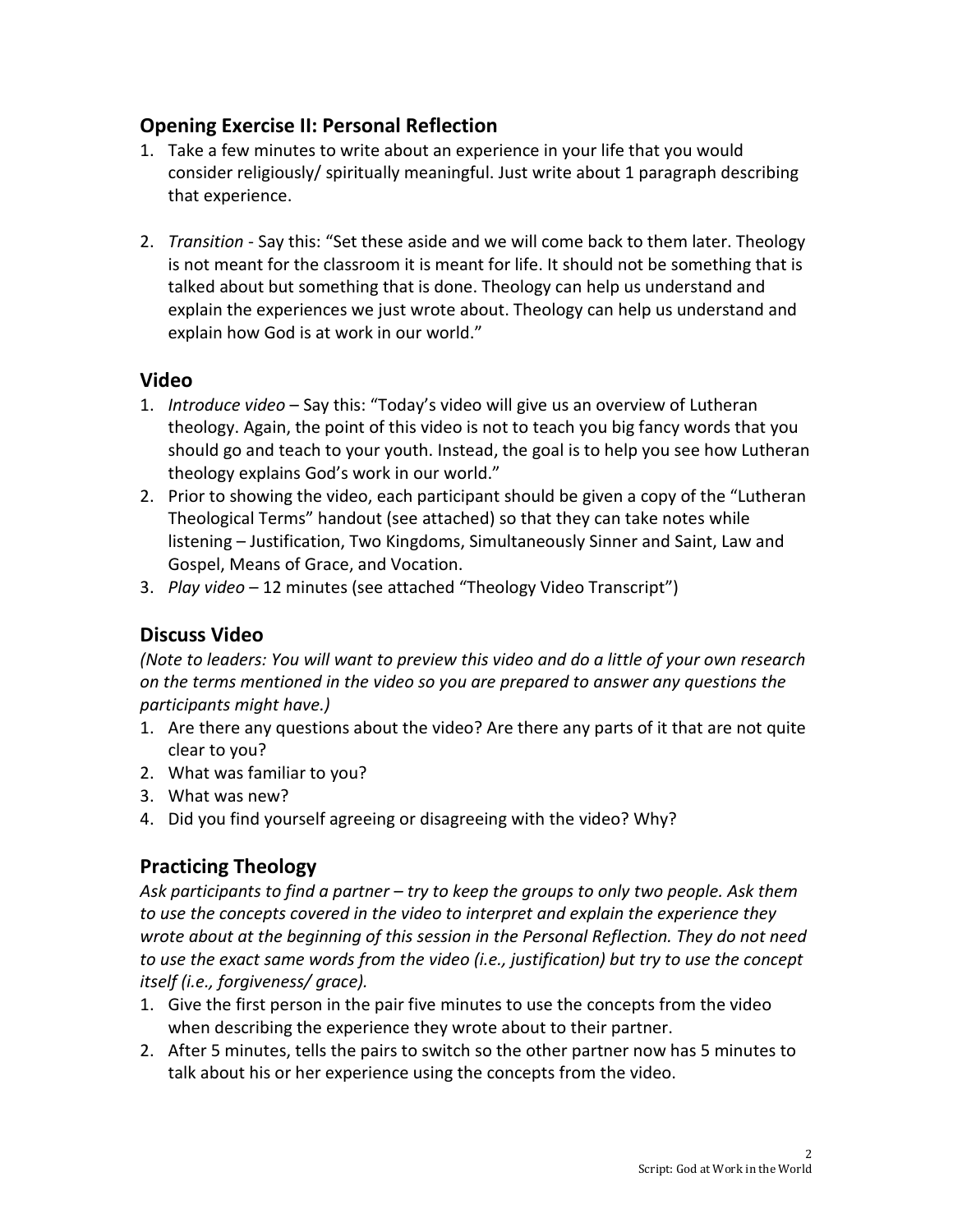## Opening Exercise II: Personal Reflection

1. Take a few minutes to write about an experience in your life that you would consider religiously/ spiritually meaningful. Just write about 1 paragraph describing that experience.

2. *Transition* - Say this: "Set these aside and we will come back to them later. Theology is not meant for the classroom it is meant for life. It should not be something that is talked about but something that is done. Theology can help us understand and explain the experiences we just wrote about. Theology can help us understand and explain how God is at work in our world."

## Video

1. *Introduce video* – Say this: "Today's video will give us an overview of Lutheran theology. Again, the point of this video is not to teach you big fancy words that you should go and teach to your youth. Instead, the goal is to help you see how Lutheran theology explains God's work in our world."
2. Prior to showing the video, each participant should be given a copy of the "Lutheran Theological Terms" handout (see attached) so that they can take notes while listening – Justification, Two Kingdoms, Simultaneously Sinner and Saint, Law and Gospel, Means of Grace, and Vocation.
3. *Play video* – 12 minutes (see attached "Theology Video Transcript")

## Discuss Video

*(Note to leaders: You will want to preview this video and do a little of your own research on the terms mentioned in the video so you are prepared to answer any questions the participants might have.)*

1. Are there any questions about the video? Are there any parts of it that are not quite clear to you?
2. What was familiar to you?
3. What was new?
4. Did you find yourself agreeing or disagreeing with the video? Why?

## Practicing Theology

*Ask participants to find a partner – try to keep the groups to only two people. Ask them to use the concepts covered in the video to interpret and explain the experience they wrote about at the beginning of this session in the Personal Reflection. They do not need to use the exact same words from the video (i.e., justification) but try to use the concept itself (i.e., forgiveness/ grace).*

1. Give the first person in the pair five minutes to use the concepts from the video when describing the experience they wrote about to their partner.
2. After 5 minutes, tells the pairs to switch so the other partner now has 5 minutes to talk about his or her experience using the concepts from the video.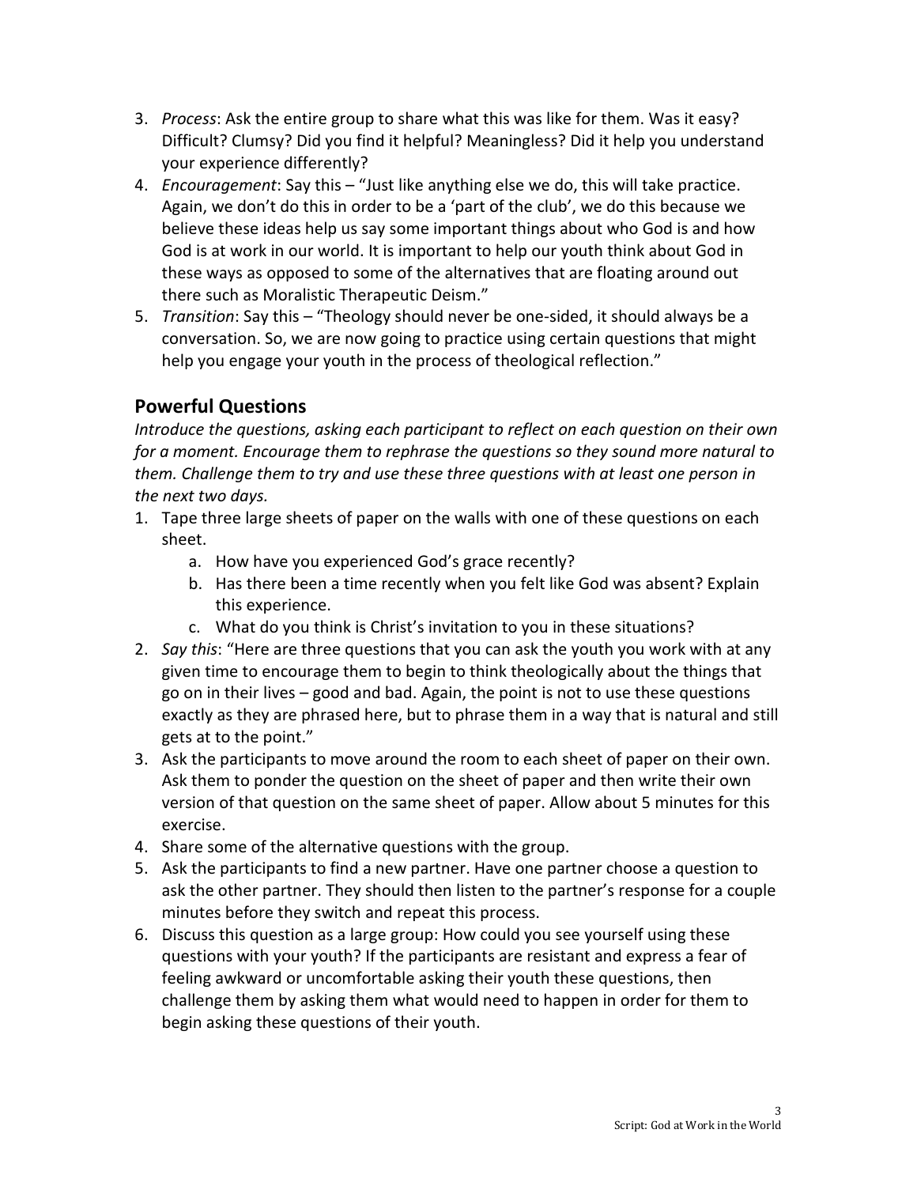3. *Process*: Ask the entire group to share what this was like for them. Was it easy? Difficult? Clumsy? Did you find it helpful? Meaningless? Did it help you understand your experience differently?
4. *Encouragement*: Say this – "Just like anything else we do, this will take practice. Again, we don't do this in order to be a 'part of the club', we do this because we believe these ideas help us say some important things about who God is and how God is at work in our world. It is important to help our youth think about God in these ways as opposed to some of the alternatives that are floating around out there such as Moralistic Therapeutic Deism."
5. *Transition*: Say this – "Theology should never be one-sided, it should always be a conversation. So, we are now going to practice using certain questions that might help you engage your youth in the process of theological reflection."

## Powerful Questions

*Introduce the questions, asking each participant to reflect on each question on their own for a moment. Encourage them to rephrase the questions so they sound more natural to them. Challenge them to try and use these three questions with at least one person in the next two days.*

1. Tape three large sheets of paper on the walls with one of these questions on each sheet.
   a. How have you experienced God's grace recently?
   b. Has there been a time recently when you felt like God was absent? Explain this experience.
   c. What do you think is Christ's invitation to you in these situations?
2. *Say this*: "Here are three questions that you can ask the youth you work with at any given time to encourage them to begin to think theologically about the things that go on in their lives – good and bad. Again, the point is not to use these questions exactly as they are phrased here, but to phrase them in a way that is natural and still gets at to the point."
3. Ask the participants to move around the room to each sheet of paper on their own. Ask them to ponder the question on the sheet of paper and then write their own version of that question on the same sheet of paper. Allow about 5 minutes for this exercise.
4. Share some of the alternative questions with the group.
5. Ask the participants to find a new partner. Have one partner choose a question to ask the other partner. They should then listen to the partner's response for a couple minutes before they switch and repeat this process.
6. Discuss this question as a large group: How could you see yourself using these questions with your youth? If the participants are resistant and express a fear of feeling awkward or uncomfortable asking their youth these questions, then challenge them by asking them what would need to happen in order for them to begin asking these questions of their youth.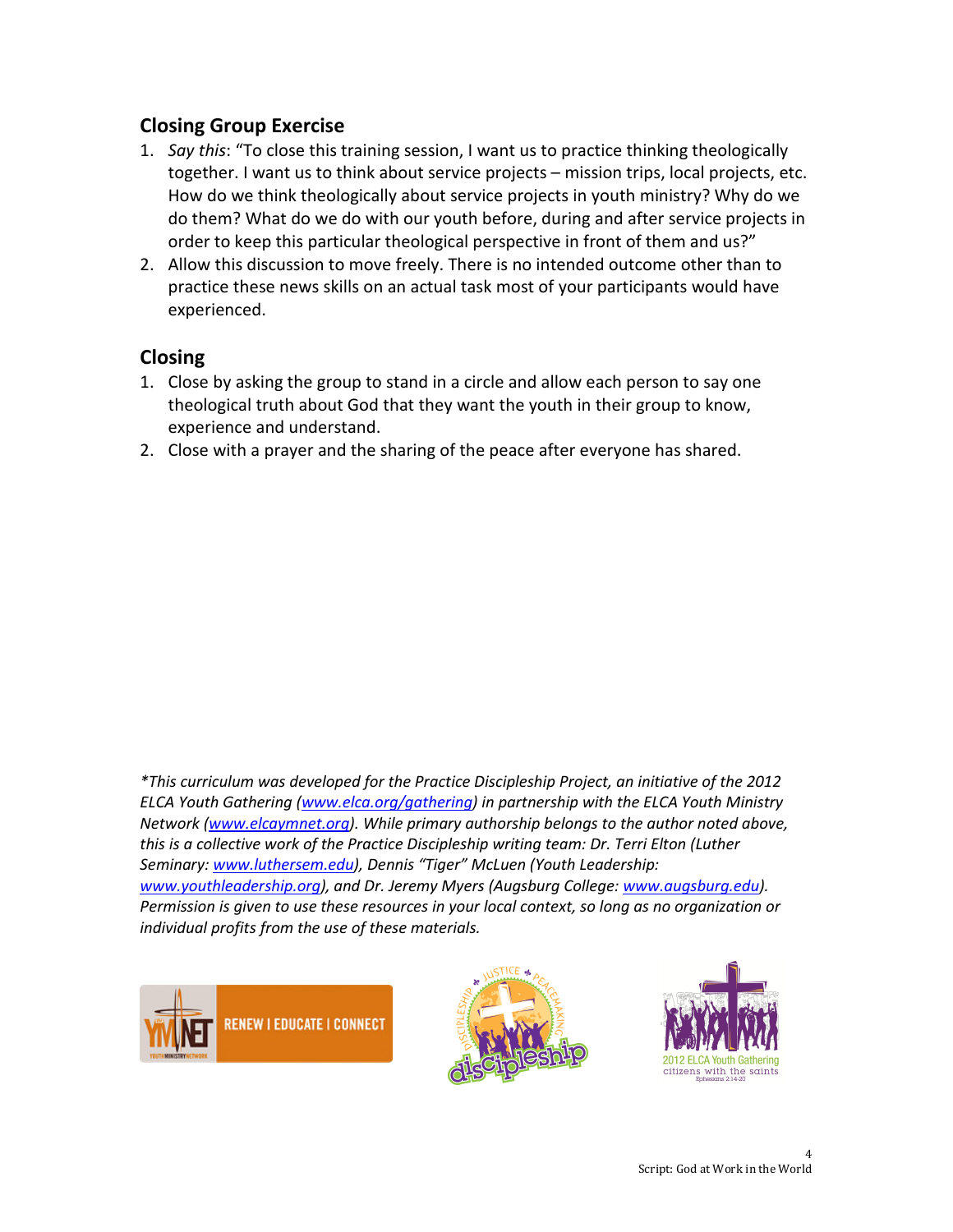## Closing Group Exercise

1. *Say this*: "To close this training session, I want us to practice thinking theologically together. I want us to think about service projects – mission trips, local projects, etc. How do we think theologically about service projects in youth ministry? Why do we do them? What do we do with our youth before, during and after service projects in order to keep this particular theological perspective in front of them and us?"
2. Allow this discussion to move freely. There is no intended outcome other than to practice these news skills on an actual task most of your participants would have experienced.

## Closing

1. Close by asking the group to stand in a circle and allow each person to say one theological truth about God that they want the youth in their group to know, experience and understand.
2. Close with a prayer and the sharing of the peace after everyone has shared.

*\*This curriculum was developed for the Practice Discipleship Project, an initiative of the 2012 ELCA Youth Gathering (www.elca.org/gathering) in partnership with the ELCA Youth Ministry Network (www.elcaymnet.org). While primary authorship belongs to the author noted above, this is a collective work of the Practice Discipleship writing team: Dr. Terri Elton (Luther Seminary: www.luthersem.edu), Dennis "Tiger" McLuen (Youth Leadership: www.youthleadership.org), and Dr. Jeremy Myers (Augsburg College: www.augsburg.edu). Permission is given to use these resources in your local context, so long as no organization or individual profits from the use of these materials.*

YMNET RENEW | EDUCATE | CONNECT

2012 ELCA Youth Gathering citizens with the saints Ephesians 2:14-20